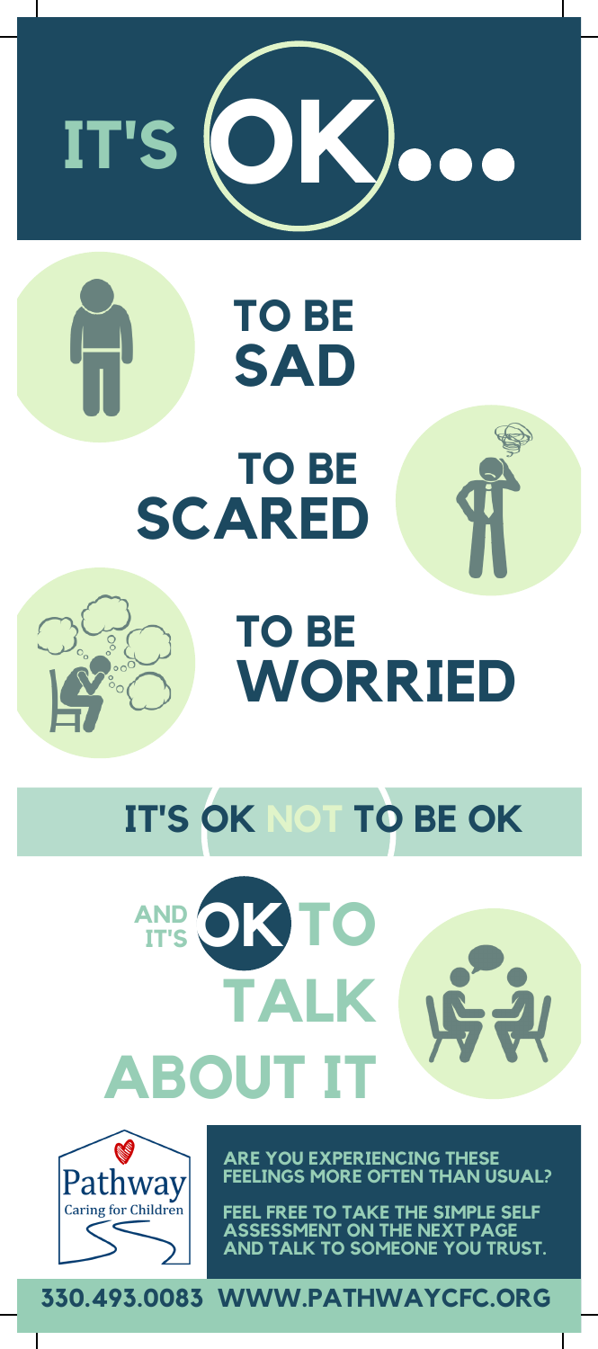# IT'S OK...

## TO BE SAD

## TO BE SCARED

## TO BE WORRIED

## IT'S OK NOT TO BE OK

## AND IT'S OK TO TALK ABOUT IT

Pathway
Caring for Children

**ARE YOU EXPERIENCING THESE FEELINGS MORE OFTEN THAN USUAL?**

**FEEL FREE TO TAKE THE SIMPLE SELF ASSESSMENT ON THE NEXT PAGE AND TALK TO SOMEONE YOU TRUST.**

**330.493.0083 WWW.PATHWAYCFC.ORG**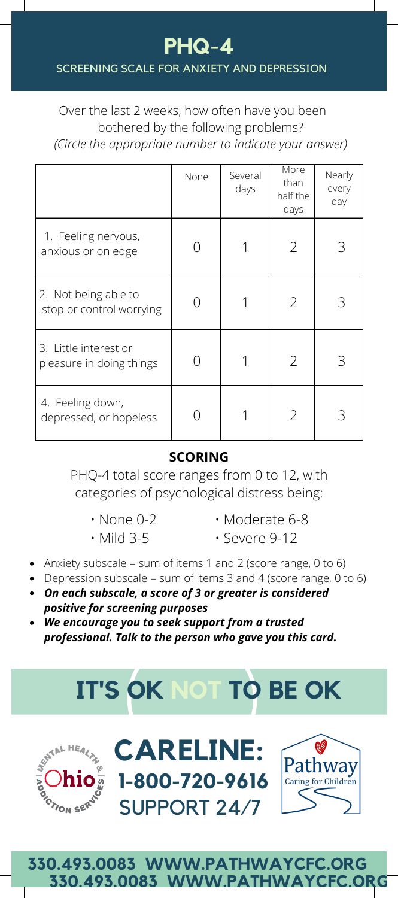# PHQ-4

## SCREENING SCALE FOR ANXIETY AND DEPRESSION

Over the last 2 weeks, how often have you been bothered by the following problems?
*(Circle the appropriate number to indicate your answer)*

| | None | Several days | More than half the days | Nearly every day |
|---|---|---|---|---|
| 1. Feeling nervous, anxious or on edge | 0 | 1 | 2 | 3 |
| 2. Not being able to stop or control worrying | 0 | 1 | 2 | 3 |
| 3. Little interest or pleasure in doing things | 0 | 1 | 2 | 3 |
| 4. Feeling down, depressed, or hopeless | 0 | 1 | 2 | 3 |

**SCORING**

PHQ-4 total score ranges from 0 to 12, with categories of psychological distress being:

- None 0-2
- Mild 3-5
- Moderate 6-8
- Severe 9-12

- Anxiety subscale = sum of items 1 and 2 (score range, 0 to 6)
- Depression subscale = sum of items 3 and 4 (score range, 0 to 6)
- ***On each subscale, a score of 3 or greater is considered positive for screening purposes***
- ***We encourage you to seek support from a trusted professional. Talk to the person who gave you this card.***

# IT'S OK NOT TO BE OK

Ohio Mental Health & Addiction Services

**CARELINE: 1-800-720-9616**
SUPPORT 24/7

Pathway Caring for Children

**330.493.0083 WWW.PATHWAYCFC.ORG**